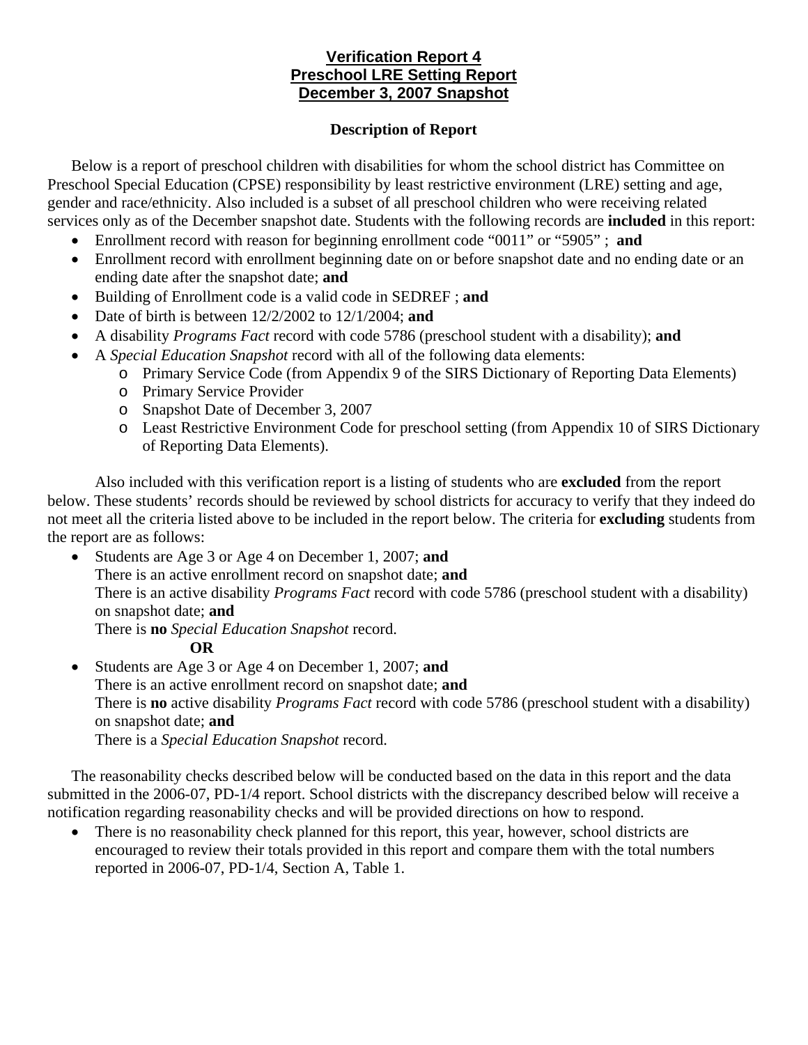# Verification Report 4
# Preschool LRE Setting Report
# December 3, 2007 Snapshot

## Description of Report

Below is a report of preschool children with disabilities for whom the school district has Committee on Preschool Special Education (CPSE) responsibility by least restrictive environment (LRE) setting and age, gender and race/ethnicity. Also included is a subset of all preschool children who were receiving related services only as of the December snapshot date. Students with the following records are **included** in this report:

- Enrollment record with reason for beginning enrollment code "0011" or "5905" ; **and**
- Enrollment record with enrollment beginning date on or before snapshot date and no ending date or an ending date after the snapshot date; **and**
- Building of Enrollment code is a valid code in SEDREF ; **and**
- Date of birth is between 12/2/2002 to 12/1/2004; **and**
- A disability *Programs Fact* record with code 5786 (preschool student with a disability); **and**
- A *Special Education Snapshot* record with all of the following data elements:
  - Primary Service Code (from Appendix 9 of the SIRS Dictionary of Reporting Data Elements)
  - Primary Service Provider
  - Snapshot Date of December 3, 2007
  - Least Restrictive Environment Code for preschool setting (from Appendix 10 of SIRS Dictionary of Reporting Data Elements).

Also included with this verification report is a listing of students who are **excluded** from the report below. These students' records should be reviewed by school districts for accuracy to verify that they indeed do not meet all the criteria listed above to be included in the report below. The criteria for **excluding** students from the report are as follows:

- Students are Age 3 or Age 4 on December 1, 2007; **and**
  There is an active enrollment record on snapshot date; **and**
  There is an active disability *Programs Fact* record with code 5786 (preschool student with a disability) on snapshot date; **and**
  There is **no** *Special Education Snapshot* record.
  **OR**
- Students are Age 3 or Age 4 on December 1, 2007; **and**
  There is an active enrollment record on snapshot date; **and**
  There is **no** active disability *Programs Fact* record with code 5786 (preschool student with a disability) on snapshot date; **and**
  There is a *Special Education Snapshot* record.

The reasonability checks described below will be conducted based on the data in this report and the data submitted in the 2006-07, PD-1/4 report. School districts with the discrepancy described below will receive a notification regarding reasonability checks and will be provided directions on how to respond.

- There is no reasonability check planned for this report, this year, however, school districts are encouraged to review their totals provided in this report and compare them with the total numbers reported in 2006-07, PD-1/4, Section A, Table 1.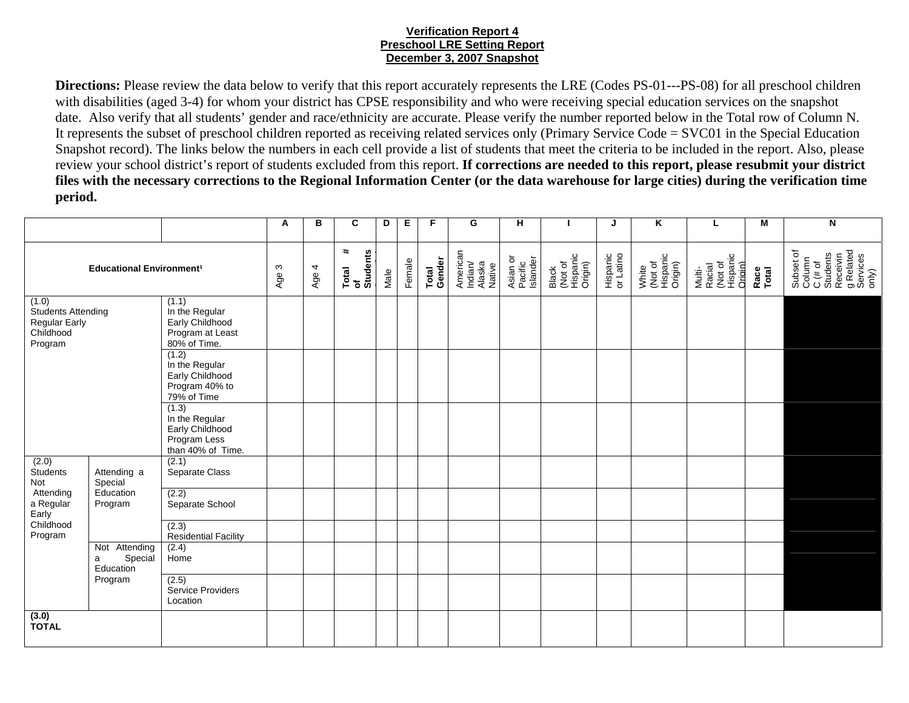**Verification Report 4**
**Preschool LRE Setting Report**
**December 3, 2007 Snapshot**

**Directions:** Please review the data below to verify that this report accurately represents the LRE (Codes PS-01---PS-08) for all preschool children with disabilities (aged 3-4) for whom your district has CPSE responsibility and who were receiving special education services on the snapshot date. Also verify that all students' gender and race/ethnicity are accurate. Please verify the number reported below in the Total row of Column N. It represents the subset of preschool children reported as receiving related services only (Primary Service Code = SVC01 in the Special Education Snapshot record). The links below the numbers in each cell provide a list of students that meet the criteria to be included in the report. Also, please review your school district's report of students excluded from this report. **If corrections are needed to this report, please resubmit your district files with the necessary corrections to the Regional Information Center (or the data warehouse for large cities) during the verification time period.**

| | | | A | B | C | D | E | F | G | H | I | J | K | L | M | N |
|---|---|---|---|---|---|---|---|---|---|---|---|---|---|---|---|---|
| Educational Environment[1] | | | Age 3 | Age 4 | **Total # of Students** | Male | Female | **Total Gender** | American Indian/ Alaska Native | Asian or Pacific Islander | Black (Not of Hispanic Origin) | Hispanic or Latino | White (Not of Hispanic Origin) | Multi-Racial (Not of Hispanic Origin) | **Race Total** | Subset of Column C (# of Students Receiving Related Services only) |
| (1.0) Students Attending Regular Early Childhood Program | | (1.1) In the Regular Early Childhood Program at Least 80% of Time. | | | | | | | | | | | | | | |
| | | (1.2) In the Regular Early Childhood Program 40% to 79% of Time | | | | | | | | | | | | | | |
| | | (1.3) In the Regular Early Childhood Program Less than 40% of Time. | | | | | | | | | | | | | | |
| (2.0) Students Not Attending a Regular Early Childhood Program | Attending a Special Education Program | (2.1) Separate Class | | | | | | | | | | | | | | |
| | | (2.2) Separate School | | | | | | | | | | | | | | |
| | | (2.3) Residential Facility | | | | | | | | | | | | | | |
| | Not Attending a Special Education Program | (2.4) Home | | | | | | | | | | | | | | |
| | | (2.5) Service Providers Location | | | | | | | | | | | | | | |
| **(3.0) TOTAL** | | | | | | | | | | | | | | | | |